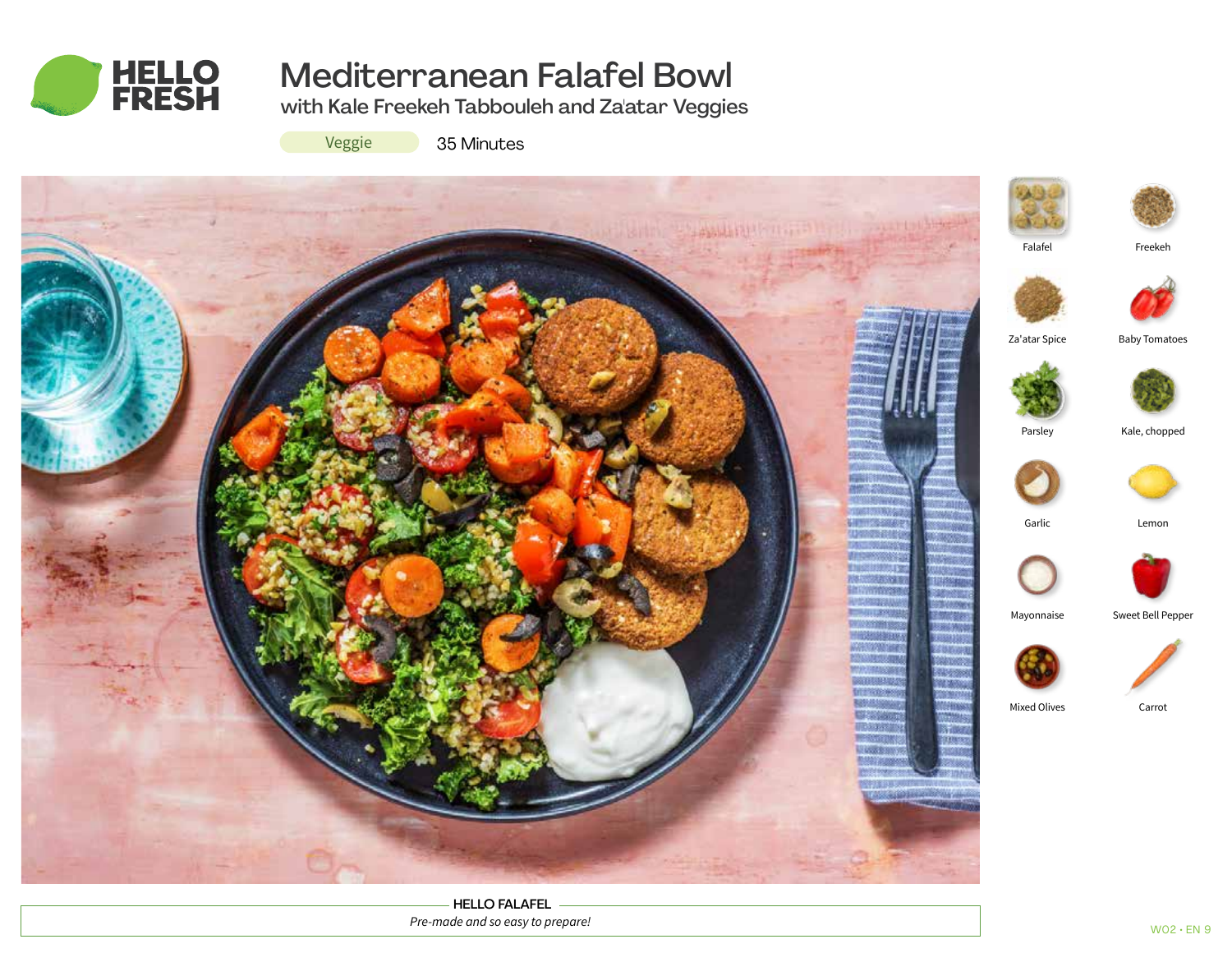# Mediterranean Falafel Bowl

with Kale Freekeh Tabbouleh and Za'atar Veggies

Veggie

35 Minutes

- Falafel
- Freekeh
- Za'atar Spice
- Baby Tomatoes
- Parsley
- Kale, chopped
- Garlic
- Lemon
- Mayonnaise
- Sweet Bell Pepper
- Mixed Olives
- Carrot

**HELLO FALAFEL**

*Pre-made and so easy to prepare!*

W02 • EN 9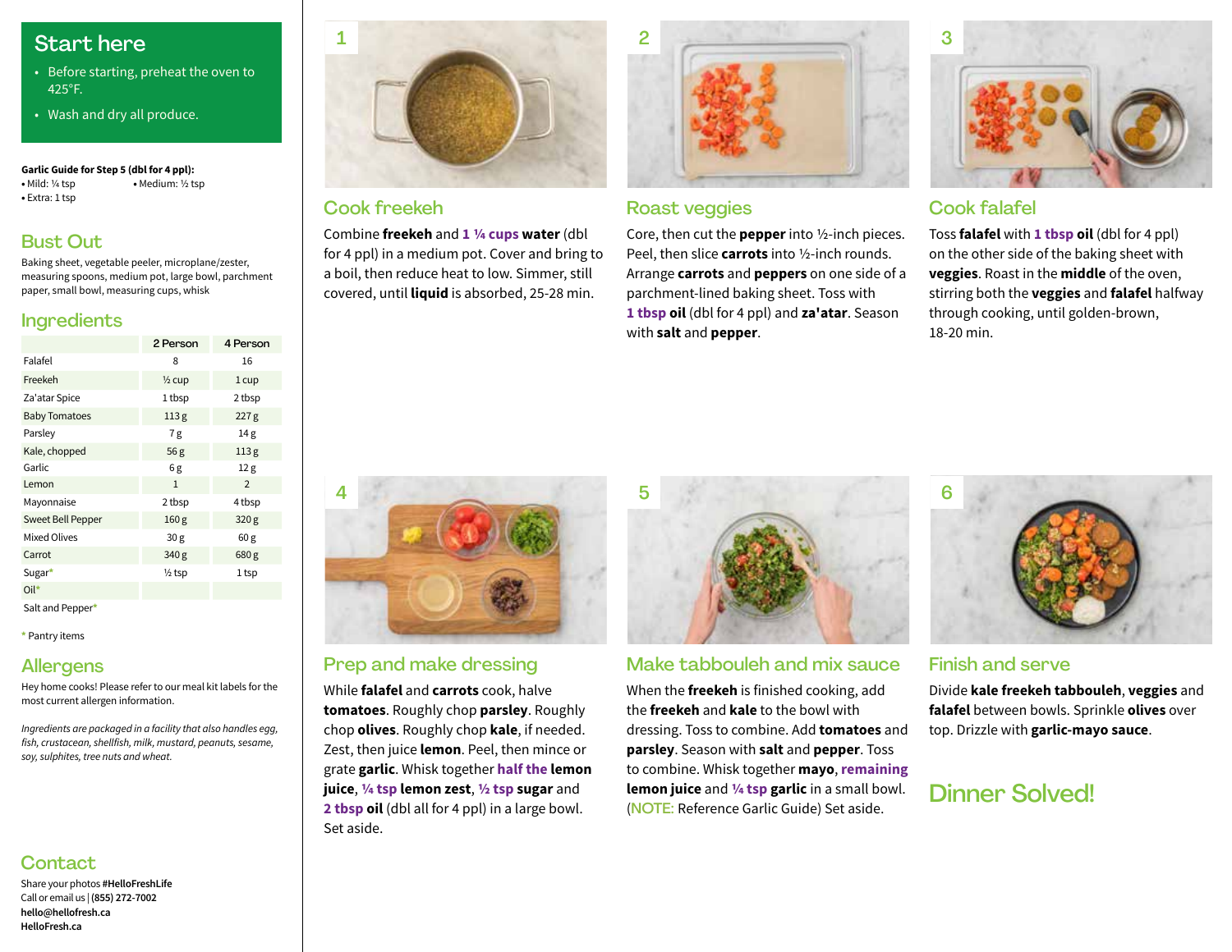## Start here

- Before starting, preheat the oven to 425°F.
- Wash and dry all produce.

**Garlic Guide for Step 5 (dbl for 4 ppl):**

- Mild: ¼ tsp
- Medium: ½ tsp
- Extra: 1 tsp

## Bust Out

Baking sheet, vegetable peeler, microplane/zester, measuring spoons, medium pot, large bowl, parchment paper, small bowl, measuring cups, whisk

## Ingredients

| | 2 Person | 4 Person |
|---|---|---|
| Falafel | 8 | 16 |
| Freekeh | ½ cup | 1 cup |
| Za'atar Spice | 1 tbsp | 2 tbsp |
| Baby Tomatoes | 113 g | 227 g |
| Parsley | 7 g | 14 g |
| Kale, chopped | 56 g | 113 g |
| Garlic | 6 g | 12 g |
| Lemon | 1 | 2 |
| Mayonnaise | 2 tbsp | 4 tbsp |
| Sweet Bell Pepper | 160 g | 320 g |
| Mixed Olives | 30 g | 60 g |
| Carrot | 340 g | 680 g |
| Sugar* | ½ tsp | 1 tsp |
| Oil* | | |
| Salt and Pepper* | | |

\* Pantry items

## Allergens

Hey home cooks! Please refer to our meal kit labels for the most current allergen information.

*Ingredients are packaged in a facility that also handles egg, fish, crustacean, shellfish, milk, mustard, peanuts, sesame, soy, sulphites, tree nuts and wheat.*

## Contact

Share your photos **#HelloFreshLife**
Call or email us | **(855) 272-7002**
**hello@hellofresh.ca**
**HelloFresh.ca**

### 1 Cook freekeh

Combine **freekeh** and **1 ¼ cups water** (dbl for 4 ppl) in a medium pot. Cover and bring to a boil, then reduce heat to low. Simmer, still covered, until **liquid** is absorbed, 25-28 min.

### 2 Roast veggies

Core, then cut the **pepper** into ½-inch pieces. Peel, then slice **carrots** into ½-inch rounds. Arrange **carrots** and **peppers** on one side of a parchment-lined baking sheet. Toss with **1 tbsp oil** (dbl for 4 ppl) and **za'atar**. Season with **salt** and **pepper**.

### 3 Cook falafel

Toss **falafel** with **1 tbsp oil** (dbl for 4 ppl) on the other side of the baking sheet with **veggies**. Roast in the **middle** of the oven, stirring both the **veggies** and **falafel** halfway through cooking, until golden-brown, 18-20 min.

### 4 Prep and make dressing

While **falafel** and **carrots** cook, halve **tomatoes**. Roughly chop **parsley**. Roughly chop **olives**. Roughly chop **kale**, if needed. Zest, then juice **lemon**. Peel, then mince or grate **garlic**. Whisk together **half the lemon juice**, **¼ tsp lemon zest**, **½ tsp sugar** and **2 tbsp oil** (dbl all for 4 ppl) in a large bowl. Set aside.

### 5 Make tabbouleh and mix sauce

When the **freekeh** is finished cooking, add the **freekeh** and **kale** to the bowl with dressing. Toss to combine. Add **tomatoes** and **parsley**. Season with **salt** and **pepper**. Toss to combine. Whisk together **mayo**, **remaining lemon juice** and **¼ tsp garlic** in a small bowl. (NOTE: Reference Garlic Guide) Set aside.

### 6 Finish and serve

Divide **kale freekeh tabbouleh**, **veggies** and **falafel** between bowls. Sprinkle **olives** over top. Drizzle with **garlic-mayo sauce**.

## Dinner Solved!